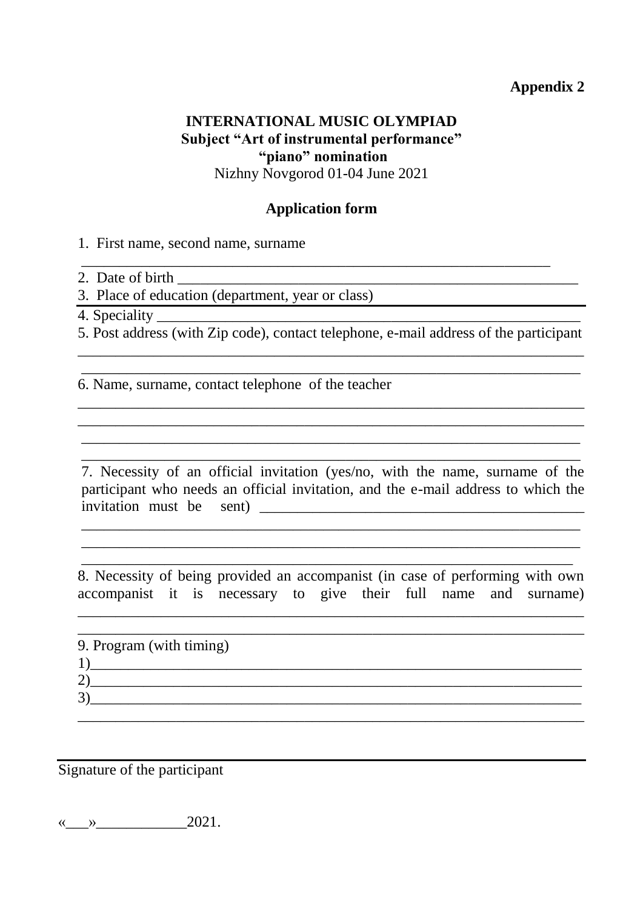**Appendix 2**

**INTERNATIONAL MUSIC OLYMPIAD**
**Subject "Art of instrumental performance"**
**"piano" nomination**
Nizhny Novgorod 01-04 June 2021

**Application form**

1. First name, second name, surname
_______________________________________________________________
2. Date of birth _______________________________________________________
3. Place of education (department, year or class) _________________________
4. Speciality __________________________________________________________
5. Post address (with Zip code), contact telephone, e-mail address of the participant
_______________________________________________________________
_______________________________________________________________
6. Name, surname, contact telephone of the teacher
_______________________________________________________________
_______________________________________________________________
_______________________________________________________________
_______________________________________________________________
7. Necessity of an official invitation (yes/no, with the name, surname of the participant who needs an official invitation, and the e-mail address to which the invitation must be sent) ___________________________________________
_______________________________________________________________
_______________________________________________________________
_______________________________________________________________
8. Necessity of being provided an accompanist (in case of performing with own accompanist it is necessary to give their full name and surname)
_______________________________________________________________
_______________________________________________________________
9. Program (with timing)
1)_____________________________________________________________
2)_____________________________________________________________
3)_____________________________________________________________
_______________________________________________________________

_______________________________________________________________
Signature of the participant

«___»____________2021.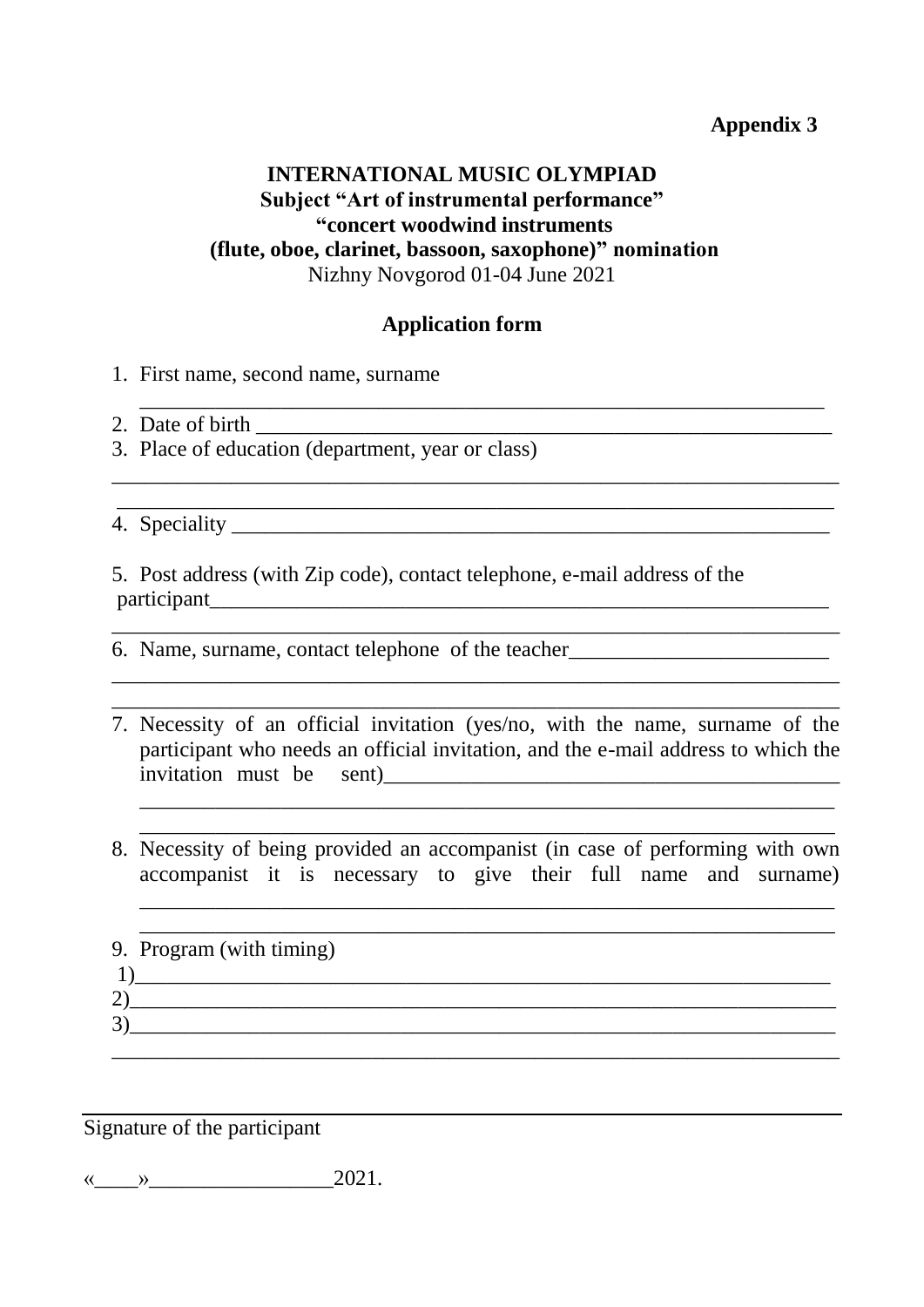**Appendix 3**

**INTERNATIONAL MUSIC OLYMPIAD**
**Subject "Art of instrumental performance"**
**"concert woodwind instruments**
**(flute, oboe, clarinet, bassoon, saxophone)" nomination**
Nizhny Novgorod 01-04 June 2021

**Application form**

1. First name, second name, surname
   ________________________________________________________________
2. Date of birth ______________________________________________________
3. Place of education (department, year or class)
   ________________________________________________________________
   ________________________________________________________________
4. Speciality _________________________________________________________

5. Post address (with Zip code), contact telephone, e-mail address of the participant_____________________________________________________________
   ________________________________________________________________
6. Name, surname, contact telephone of the teacher________________________
   ________________________________________________________________
   ________________________________________________________________
7. Necessity of an official invitation (yes/no, with the name, surname of the participant who needs an official invitation, and the e-mail address to which the invitation must be sent)__________________________________________
   ________________________________________________________________
   ________________________________________________________________
8. Necessity of being provided an accompanist (in case of performing with own accompanist it is necessary to give their full name and surname)
   ________________________________________________________________
   ________________________________________________________________
9. Program (with timing)

1)________________________________________________________________
2)________________________________________________________________
3)________________________________________________________________
__________________________________________________________________

Signature of the participant

«____»________________2021.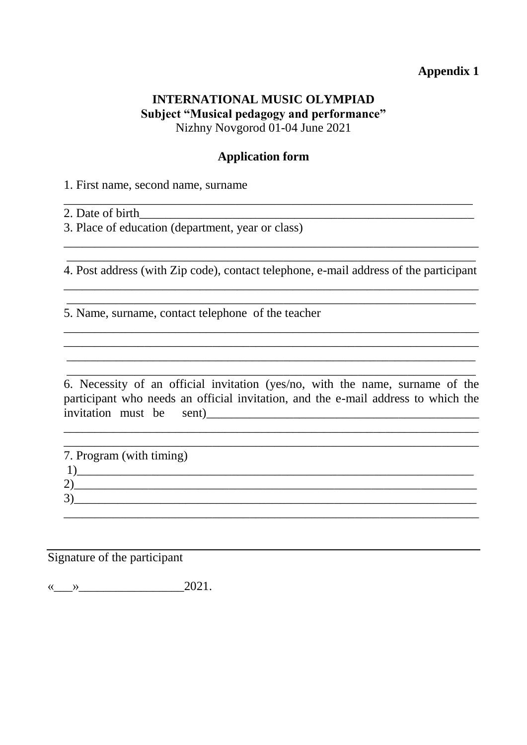**Appendix 1**

**INTERNATIONAL MUSIC OLYMPIAD**
**Subject "Musical pedagogy and performance"**
Nizhny Novgorod 01-04 June 2021

**Application form**

1. First name, second name, surname

_______________________________________________________________

2. Date of birth_________________________________________________________

3. Place of education (department, year or class)

_______________________________________________________________

_______________________________________________________________

4. Post address (with Zip code), contact telephone, e-mail address of the participant

_______________________________________________________________

_______________________________________________________________

5. Name, surname, contact telephone of the teacher

_______________________________________________________________

_______________________________________________________________

_______________________________________________________________

_______________________________________________________________

6. Necessity of an official invitation (yes/no, with the name, surname of the participant who needs an official invitation, and the e-mail address to which the invitation must be sent)_____________________________________________

_______________________________________________________________

_______________________________________________________________

7. Program (with timing)

1)_____________________________________________________________

2)_____________________________________________________________

3)_____________________________________________________________

_______________________________________________________________

_______________________________________________________________

Signature of the participant

«___»_________________2021.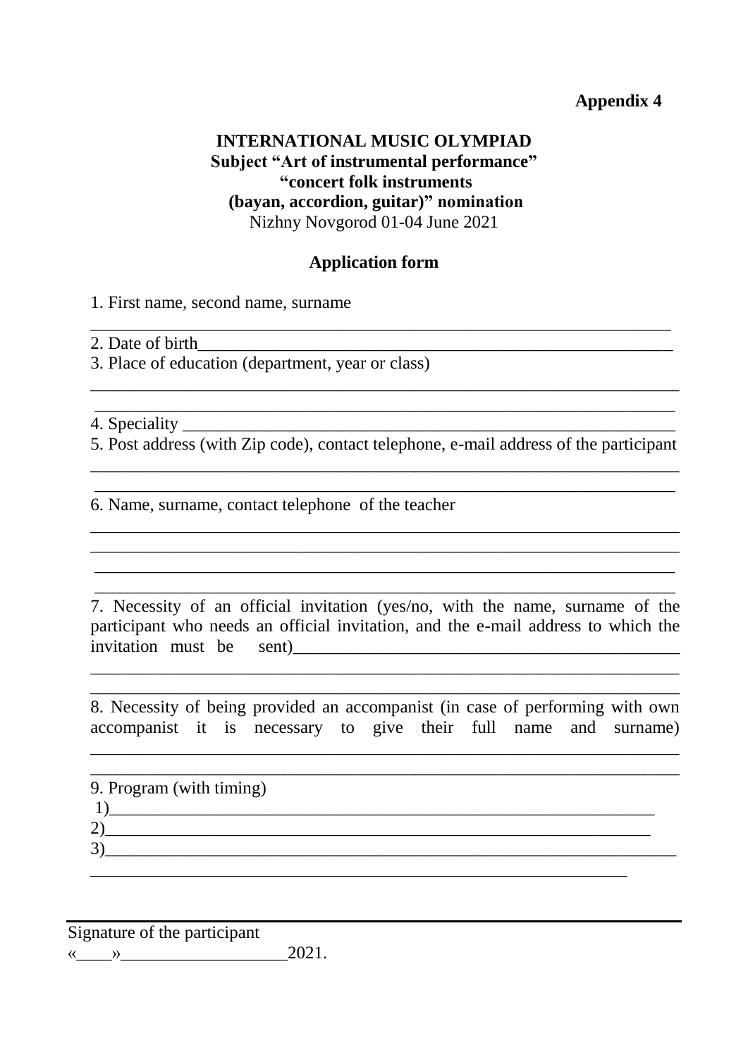**Appendix 4**

**INTERNATIONAL MUSIC OLYMPIAD**
**Subject "Art of instrumental performance"**
**"concert folk instruments**
**(bayan, accordion, guitar)" nomination**
Nizhny Novgorod 01-04 June 2021

**Application form**

1. First name, second name, surname
______________________________________________________________________

2. Date of birth_________________________________________________________

3. Place of education (department, year or class)
______________________________________________________________________
______________________________________________________________________

4. Speciality ___________________________________________________________

5. Post address (with Zip code), contact telephone, e-mail address of the participant
______________________________________________________________________
______________________________________________________________________

6. Name, surname, contact telephone of the teacher
______________________________________________________________________
______________________________________________________________________
______________________________________________________________________
______________________________________________________________________

7. Necessity of an official invitation (yes/no, with the name, surname of the participant who needs an official invitation, and the e-mail address to which the invitation must be sent)____________________________________________
______________________________________________________________________
______________________________________________________________________

8. Necessity of being provided an accompanist (in case of performing with own accompanist it is necessary to give their full name and surname)
______________________________________________________________________
______________________________________________________________________

9. Program (with timing)
1)____________________________________________________________
2)____________________________________________________________
3)______________________________________________________________
______________________________________________________________

Signature of the participant
«____»__________________2021.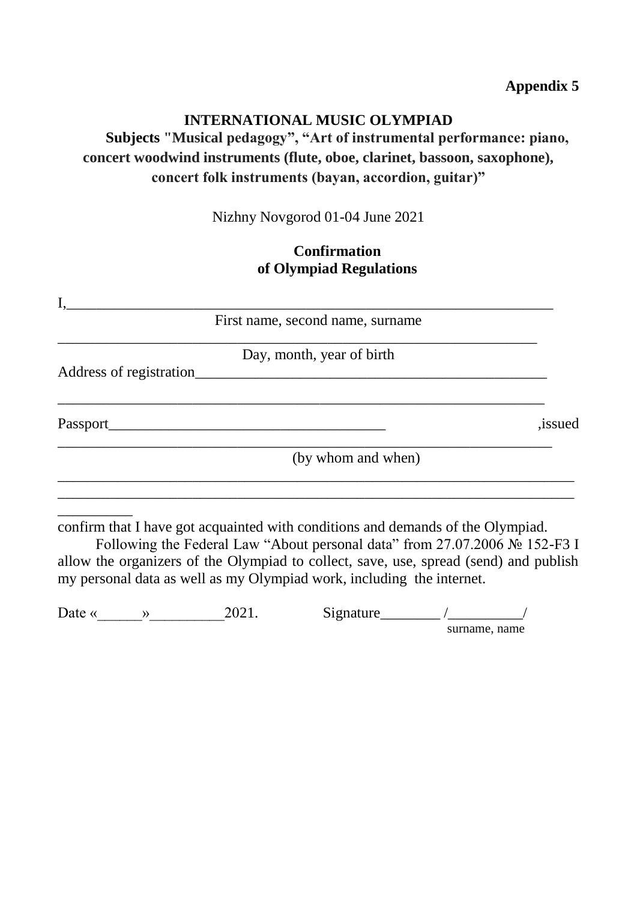**Appendix 5**

**INTERNATIONAL MUSIC OLYMPIAD**

**Subjects "Musical pedagogy", "Art of instrumental performance: piano, concert woodwind instruments (flute, oboe, clarinet, bassoon, saxophone), concert folk instruments (bayan, accordion, guitar)"**

Nizhny Novgorod 01-04 June 2021

**Confirmation**
**of Olympiad Regulations**

I,_________________________________________________________________

First name, second name, surname

_________________________________________________________________

Day, month, year of birth

Address of registration_________________________________________________

_________________________________________________________________

Passport_____________________________________ ,issued

_________________________________________________________________

(by whom and when)

_________________________________________________________________

_________________________________________________________________

__________

confirm that I have got acquainted with conditions and demands of the Olympiad.

Following the Federal Law "About personal data" from 27.07.2006 № 152-F3 I allow the organizers of the Olympiad to collect, save, use, spread (send) and publish my personal data as well as my Olympiad work, including the internet.

Date «______»__________2021. Signature________ /__________/

surname, name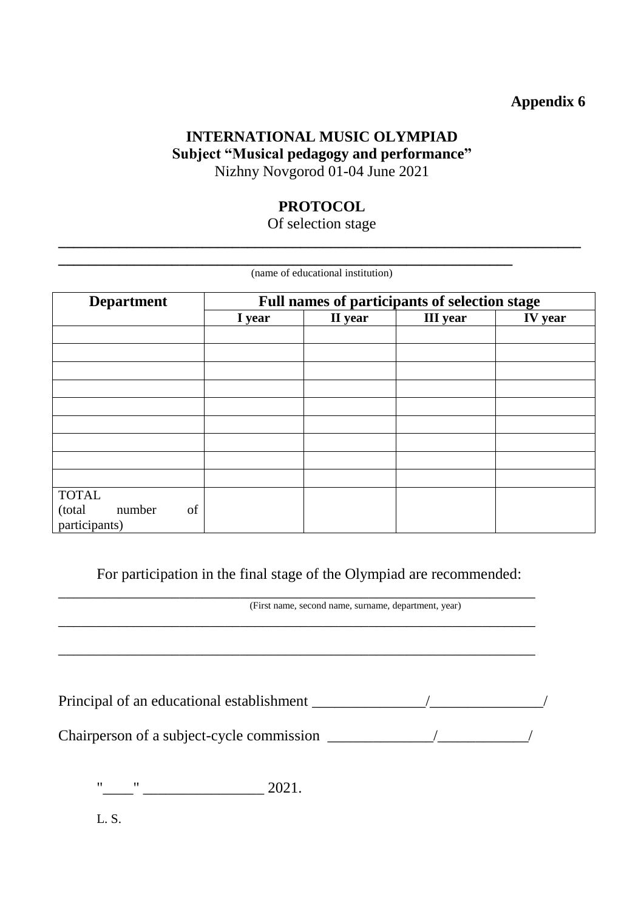**Appendix 6**

**INTERNATIONAL MUSIC OLYMPIAD**
**Subject "Musical pedagogy and performance"**
Nizhny Novgorod 01-04 June 2021

**PROTOCOL**
Of selection stage

______________________________________________________________________

__________________________________________________________
(name of educational institution)

| Department | Full names of participants of selection stage | | | |
|---|---|---|---|---|
| | I year | II year | III year | IV year |
| | | | | |
| | | | | |
| | | | | |
| | | | | |
| | | | | |
| | | | | |
| | | | | |
| | | | | |
| | | | | |
| TOTAL (total number of participants) | | | | |

For participation in the final stage of the Olympiad are recommended:

_________________________________________________________________
(First name, second name, surname, department, year)

_________________________________________________________________

_________________________________________________________________

Principal of an educational establishment _______________/_______________/

Chairperson of a subject-cycle commission ______________/____________/

"____" ________________ 2021.

L. S.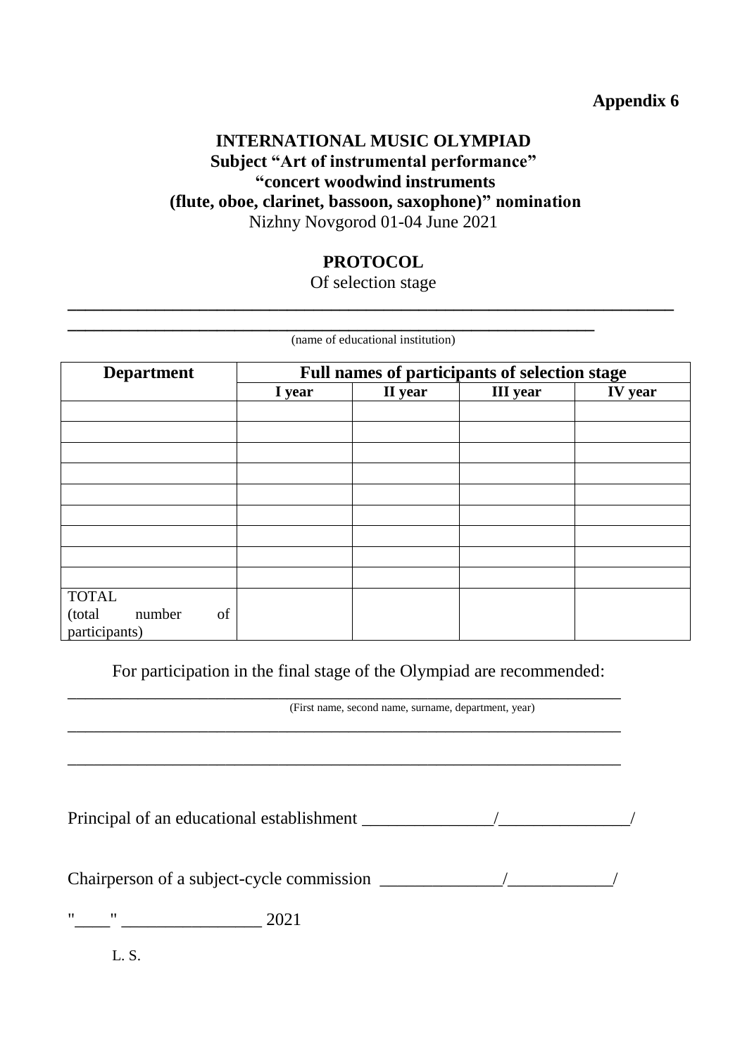**Appendix 6**

**INTERNATIONAL MUSIC OLYMPIAD**
**Subject "Art of instrumental performance"**
**"concert woodwind instruments**
**(flute, oboe, clarinet, bassoon, saxophone)" nomination**
Nizhny Novgorod 01-04 June 2021

**PROTOCOL**
Of selection stage

______________________________________________________________________
____________________________________________________________

(name of educational institution)

| **Department** | **Full names of participants of selection stage** | | | |
|---|---|---|---|---|
| | **I year** | **II year** | **III year** | **IV year** |
| | | | | |
| | | | | |
| | | | | |
| | | | | |
| | | | | |
| | | | | |
| | | | | |
| | | | | |
| | | | | |
| TOTAL (total number of participants) | | | | |

For participation in the final stage of the Olympiad are recommended:

_________________________________________________________________
(First name, second name, surname, department, year)

_________________________________________________________________

_________________________________________________________________

Principal of an educational establishment _______________/_______________/

Chairperson of a subject-cycle commission ______________/____________/

"____" ________________ 2021

L. S.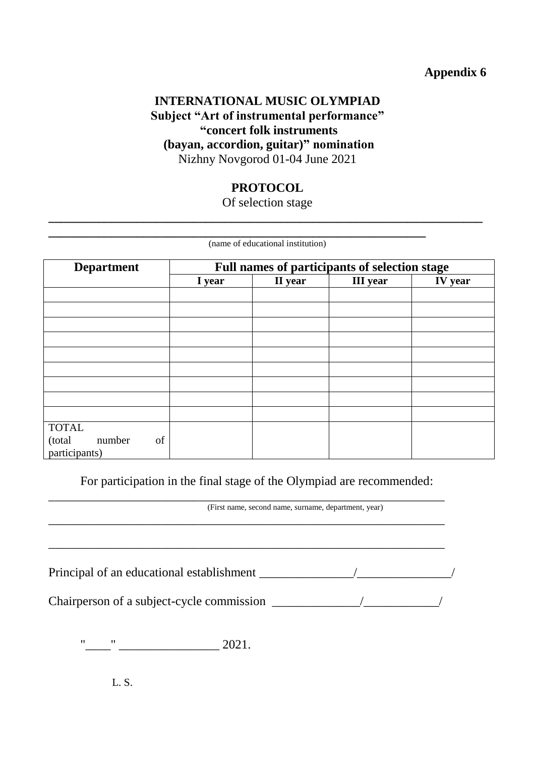**Appendix 6**

**INTERNATIONAL MUSIC OLYMPIAD**
**Subject "Art of instrumental performance"**
**"concert folk instruments**
**(bayan, accordion, guitar)" nomination**
Nizhny Novgorod 01-04 June 2021

**PROTOCOL**
Of selection stage

______________________________________________________________________

______________________________________________________________________
(name of educational institution)

| Department | Full names of participants of selection stage | | | |
|---|---|---|---|---|
| | I year | II year | III year | IV year |
| | | | | |
| | | | | |
| | | | | |
| | | | | |
| | | | | |
| | | | | |
| | | | | |
| | | | | |
| | | | | |
| TOTAL (total number of participants) | | | | |

For participation in the final stage of the Olympiad are recommended:

______________________________________________________________________
(First name, second name, surname, department, year)

______________________________________________________________________

______________________________________________________________________

Principal of an educational establishment _______________/_______________/

Chairperson of a subject-cycle commission ______________/____________/

"____" ________________ 2021.

L. S.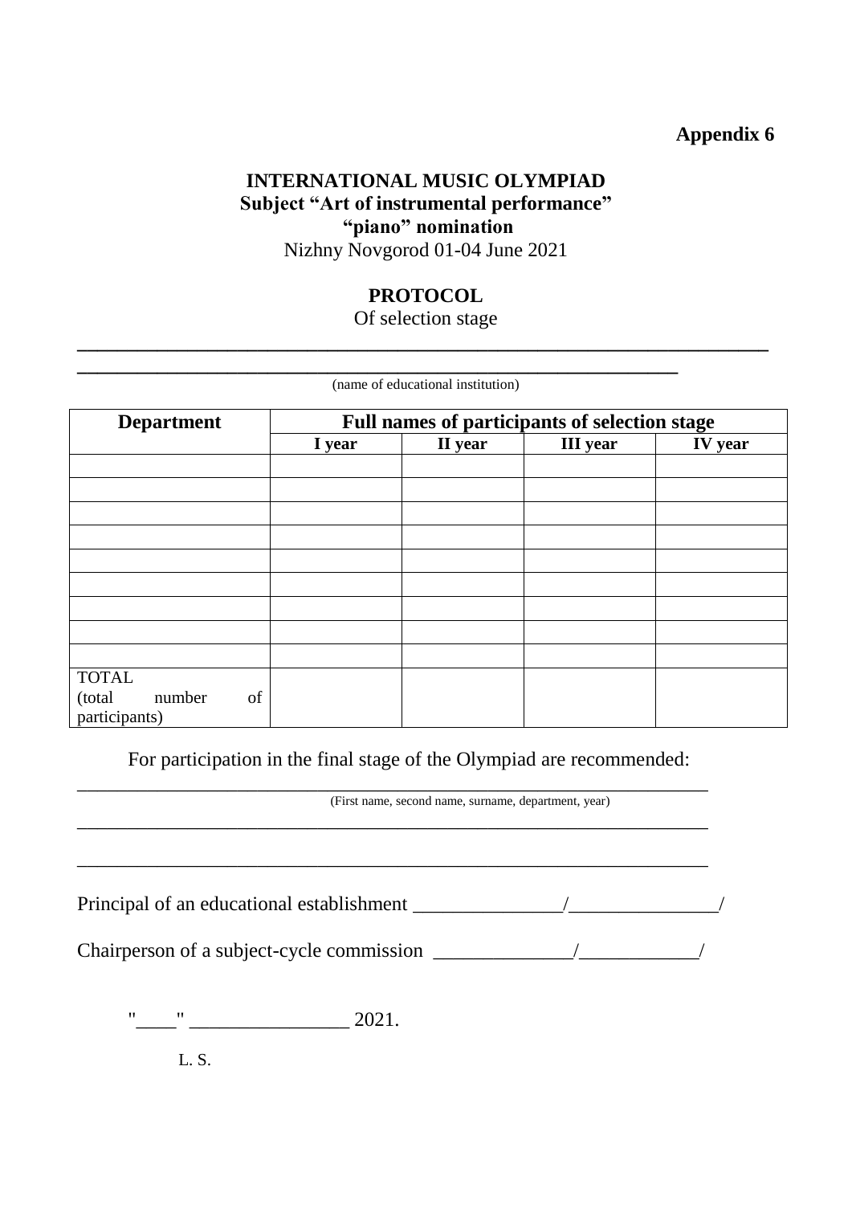**Appendix 6**

**INTERNATIONAL MUSIC OLYMPIAD**
**Subject "Art of instrumental performance"**
**"piano" nomination**
Nizhny Novgorod 01-04 June 2021

**PROTOCOL**
Of selection stage

_______________________________________________________________________
_____________________________________________________________
(name of educational institution)

| Department | Full names of participants of selection stage | | | |
|---|---|---|---|---|
| | I year | II year | III year | IV year |
| | | | | |
| | | | | |
| | | | | |
| | | | | |
| | | | | |
| | | | | |
| | | | | |
| | | | | |
| | | | | |
| TOTAL (total number of participants) | | | | |

For participation in the final stage of the Olympiad are recommended:

_________________________________________________________________
(First name, second name, surname, department, year)

_________________________________________________________________

_________________________________________________________________

Principal of an educational establishment _______________/_______________/

Chairperson of a subject-cycle commission ______________/____________/

"____" ________________ 2021.

L. S.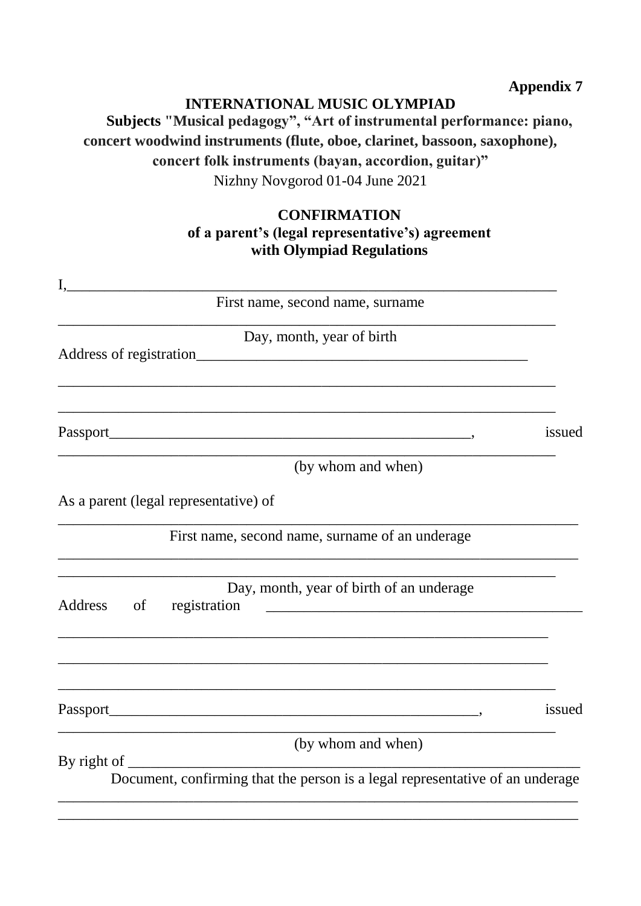**Appendix 7**

**INTERNATIONAL MUSIC OLYMPIAD**

**Subjects "Musical pedagogy", "Art of instrumental performance: piano, concert woodwind instruments (flute, oboe, clarinet, bassoon, saxophone), concert folk instruments (bayan, accordion, guitar)"**

Nizhny Novgorod 01-04 June 2021

**CONFIRMATION**
**of a parent's (legal representative's) agreement with Olympiad Regulations**

I,_______________________________________________________________

First name, second name, surname

_________________________________________________________________

Day, month, year of birth

Address of registration_____________________________________________

_________________________________________________________________

_________________________________________________________________

Passport_______________________________________________, issued

_________________________________________________________________

(by whom and when)

As a parent (legal representative) of

_________________________________________________________________

First name, second name, surname of an underage

_________________________________________________________________

_________________________________________________________________

Day, month, year of birth of an underage

Address of registration ____________________________________________

_________________________________________________________________

_________________________________________________________________

_________________________________________________________________

Passport_______________________________________________, issued

_________________________________________________________________

(by whom and when)

By right of _____________________________________________________

Document, confirming that the person is a legal representative of an underage

_________________________________________________________________

_________________________________________________________________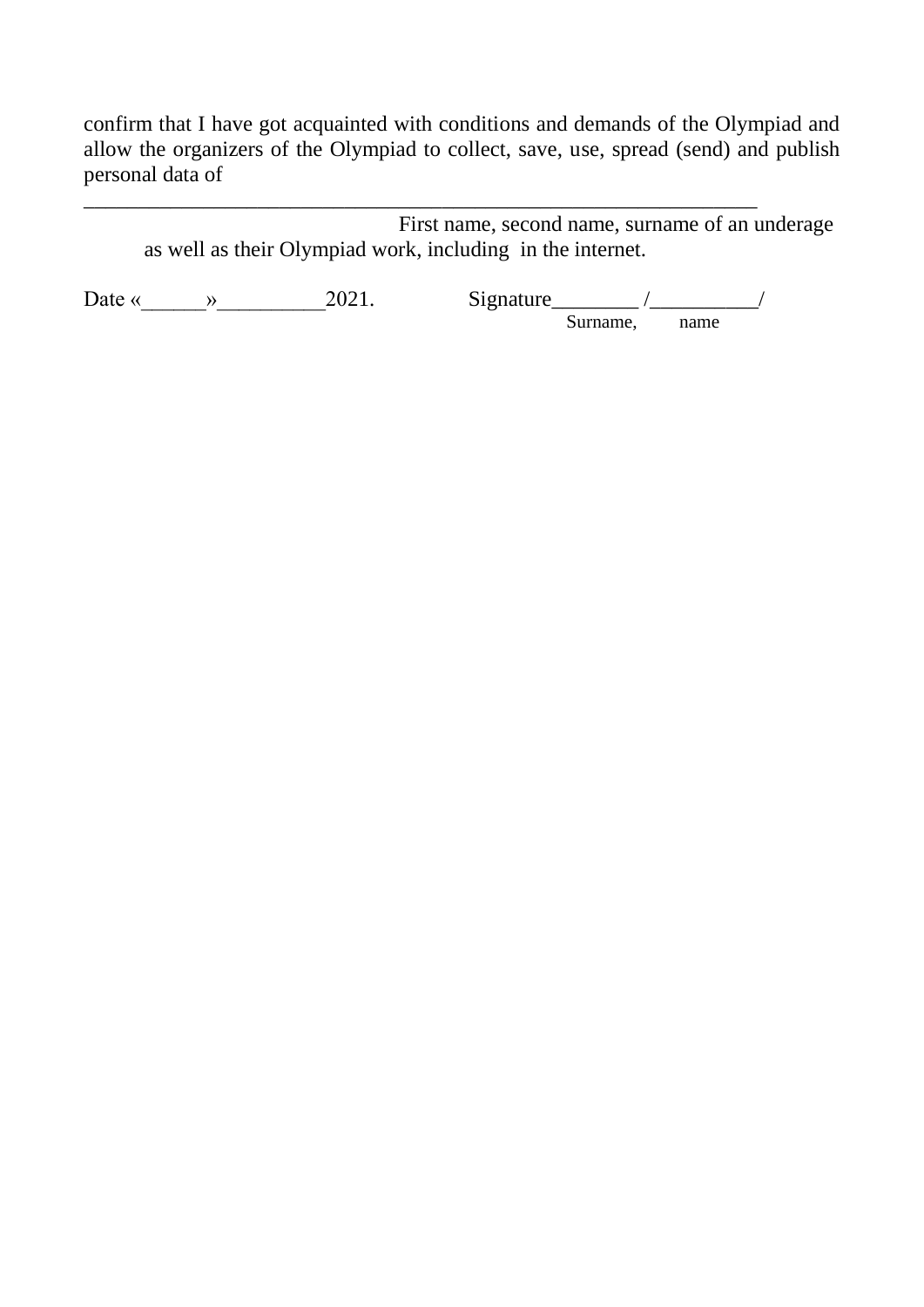confirm that I have got acquainted with conditions and demands of the Olympiad and allow the organizers of the Olympiad to collect, save, use, spread (send) and publish personal data of

_______________________________________________________________

First name, second name, surname of an underage

as well as their Olympiad work, including in the internet.

Date «______»__________2021. Signature________ /__________/

Surname, name